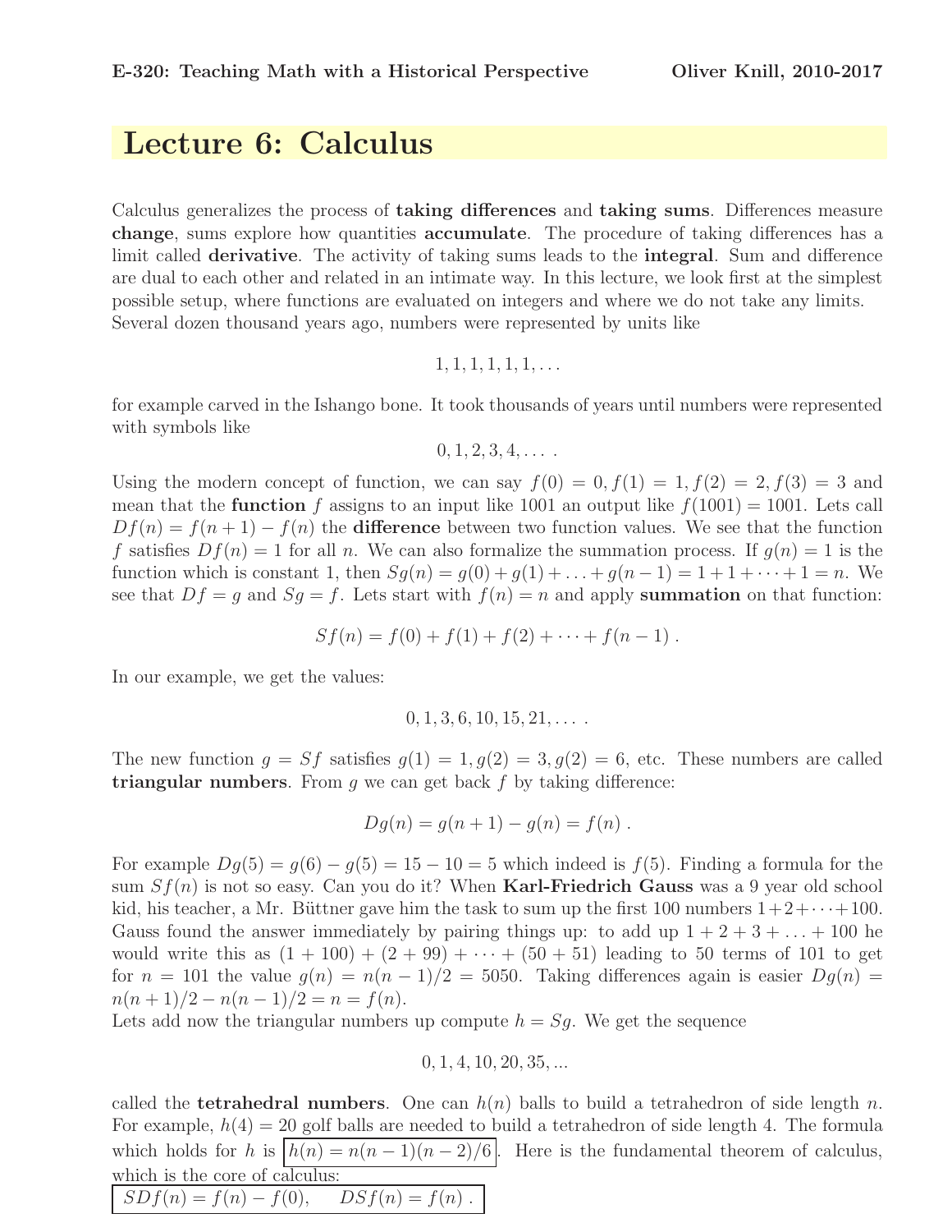# Lecture 6: Calculus

Calculus generalizes the process of **taking differences** and **taking sums**. Differences measure **change**, sums explore how quantities **accumulate**. The procedure of taking differences has a limit called **derivative**. The activity of taking sums leads to the **integral**. Sum and difference are dual to each other and related in an intimate way. In this lecture, we look first at the simplest possible setup, where functions are evaluated on integers and where we do not take any limits. Several dozen thousand years ago, numbers were represented by units like

$$1, 1, 1, 1, 1, 1, \dots$$

for example carved in the Ishango bone. It took thousands of years until numbers were represented with symbols like

$$0, 1, 2, 3, 4, \dots .$$

Using the modern concept of function, we can say $f(0) = 0, f(1) = 1, f(2) = 2, f(3) = 3$ and mean that the **function** $f$ assigns to an input like 1001 an output like $f(1001) = 1001$. Lets call $Df(n) = f(n+1) - f(n)$ the **difference** between two function values. We see that the function $f$ satisfies $Df(n) = 1$ for all $n$. We can also formalize the summation process. If $g(n) = 1$ is the function which is constant 1, then $Sg(n) = g(0) + g(1) + \dots + g(n-1) = 1 + 1 + \dots + 1 = n$. We see that $Df = g$ and $Sg = f$. Lets start with $f(n) = n$ and apply **summation** on that function:

$$Sf(n) = f(0) + f(1) + f(2) + \dots + f(n-1) .$$

In our example, we get the values:

$$0, 1, 3, 6, 10, 15, 21, \dots .$$

The new function $g = Sf$ satisfies $g(1) = 1, g(2) = 3, g(2) = 6$, etc. These numbers are called **triangular numbers**. From $g$ we can get back $f$ by taking difference:

$$Dg(n) = g(n+1) - g(n) = f(n) .$$

For example $Dg(5) = g(6) - g(5) = 15 - 10 = 5$ which indeed is $f(5)$. Finding a formula for the sum $Sf(n)$ is not so easy. Can you do it? When **Karl-Friedrich Gauss** was a 9 year old school kid, his teacher, a Mr. Büttner gave him the task to sum up the first 100 numbers $1+2+\dots+100$. Gauss found the answer immediately by pairing things up: to add up $1 + 2 + 3 + \dots + 100$ he would write this as $(1 + 100) + (2 + 99) + \dots + (50 + 51)$ leading to 50 terms of 101 to get for $n = 101$ the value $g(n) = n(n-1)/2 = 5050$. Taking differences again is easier $Dg(n) = n(n+1)/2 - n(n-1)/2 = n = f(n)$.
Lets add now the triangular numbers up compute $h = Sg$. We get the sequence

$$0, 1, 4, 10, 20, 35, ...$$

called the **tetrahedral numbers**. One can $h(n)$ balls to build a tetrahedron of side length $n$. For example, $h(4) = 20$ golf balls are needed to build a tetrahedron of side length 4. The formula which holds for $h$ is $\boxed{h(n) = n(n-1)(n-2)/6}$. Here is the fundamental theorem of calculus, which is the core of calculus:

$$\boxed{SDf(n) = f(n) - f(0), \quad DSf(n) = f(n) .}$$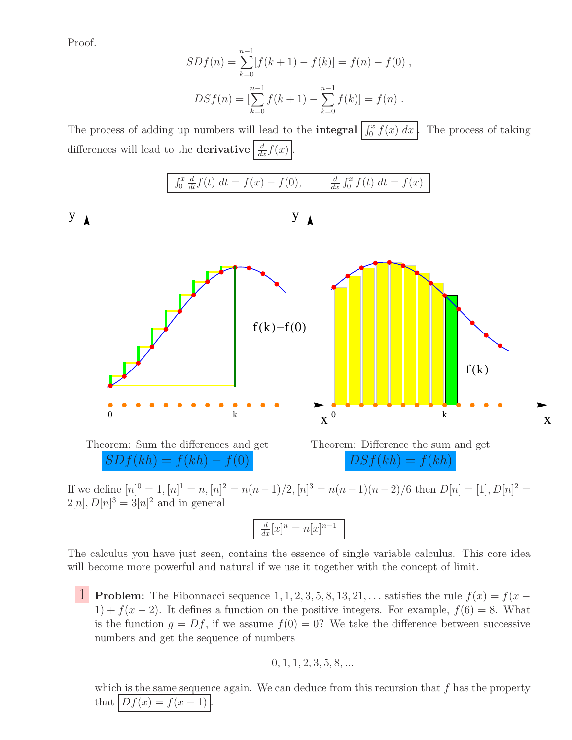Proof.

$$SDf(n) = \sum_{k=0}^{n-1} [f(k+1) - f(k)] = f(n) - f(0) ,$$

$$DSf(n) = [\sum_{k=0}^{n-1} f(k+1) - \sum_{k=0}^{n-1} f(k)] = f(n) .$$

The process of adding up numbers will lead to the **integral** $\boxed{\int_0^x f(x)\, dx}$. The process of taking differences will lead to the **derivative** $\boxed{\frac{d}{dx} f(x)}$.

$$\boxed{\int_0^x \frac{d}{dt} f(t)\, dt = f(x) - f(0), \qquad \frac{d}{dx} \int_0^x f(t)\, dt = f(x)}$$

Theorem: Sum the differences and get $SDf(kh) = f(kh) - f(0)$

Theorem: Difference the sum and get $DSf(kh) = f(kh)$

If we define $[n]^0 = 1, [n]^1 = n, [n]^2 = n(n-1)/2, [n]^3 = n(n-1)(n-2)/6$ then $D[n] = [1], D[n]^2 = 2[n], D[n]^3 = 3[n]^2$ and in general

$$\boxed{\frac{d}{dx}[x]^n = n[x]^{n-1}}$$

The calculus you have just seen, contains the essence of single variable calculus. This core idea will become more powerful and natural if we use it together with the concept of limit.

**1** **Problem:** The Fibonnacci sequence $1, 1, 2, 3, 5, 8, 13, 21, \dots$ satisfies the rule $f(x) = f(x-1) + f(x-2)$. It defines a function on the positive integers. For example, $f(6) = 8$. What is the function $g = Df$, if we assume $f(0) = 0$? We take the difference between successive numbers and get the sequence of numbers

$$0, 1, 1, 2, 3, 5, 8, ...$$

which is the same sequence again. We can deduce from this recursion that $f$ has the property that $\boxed{Df(x) = f(x-1)}$.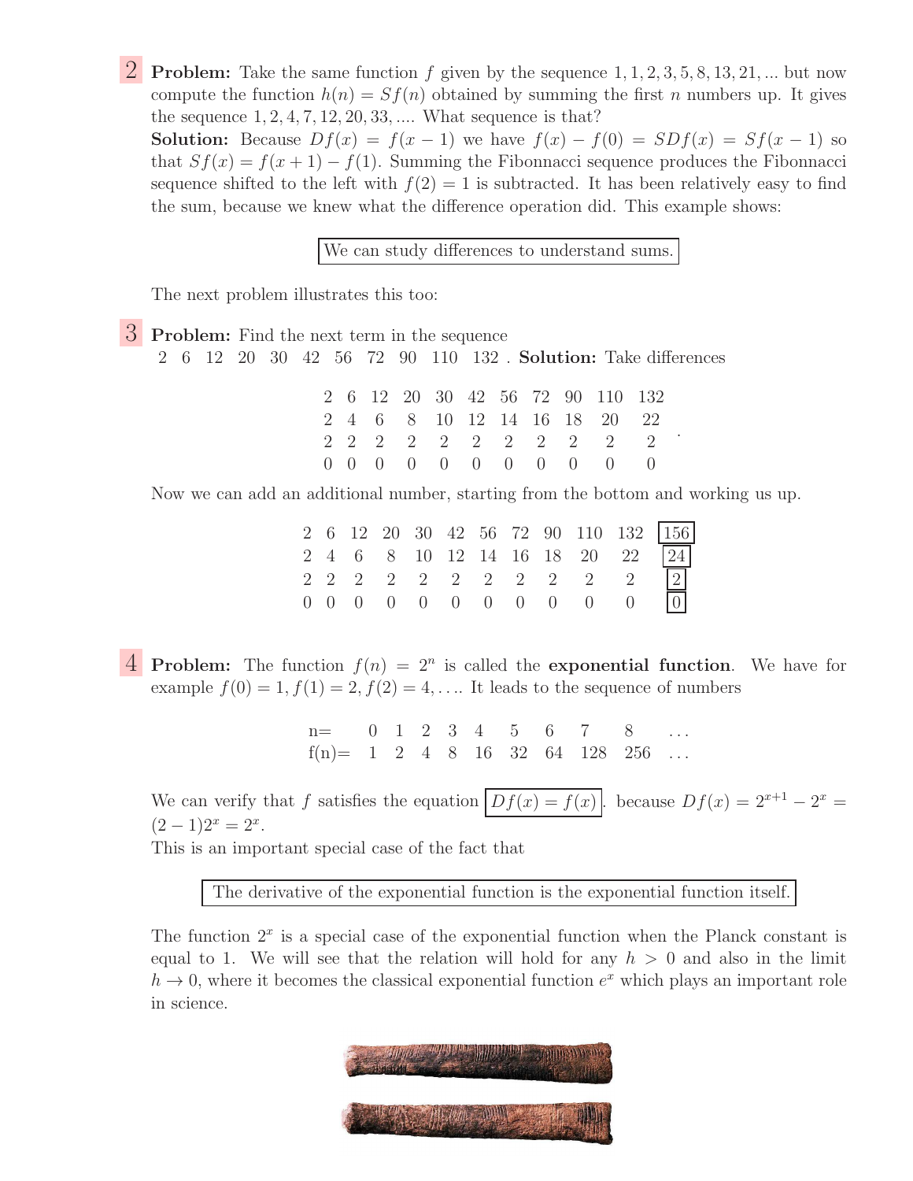**2** **Problem:** Take the same function $f$ given by the sequence $1, 1, 2, 3, 5, 8, 13, 21, ...$ but now compute the function $h(n) = Sf(n)$ obtained by summing the first $n$ numbers up. It gives the sequence $1, 2, 4, 7, 12, 20, 33, ....$ What sequence is that?
**Solution:** Because $Df(x) = f(x-1)$ we have $f(x) - f(0) = SDf(x) = Sf(x-1)$ so that $Sf(x) = f(x+1) - f(1)$. Summing the Fibonnacci sequence produces the Fibonnacci sequence shifted to the left with $f(2) = 1$ is subtracted. It has been relatively easy to find the sum, because we knew what the difference operation did. This example shows:

> We can study differences to understand sums.

The next problem illustrates this too:

**3** **Problem:** Find the next term in the sequence
2 6 12 20 30 42 56 72 90 110 132 . **Solution:** Take differences

$$\begin{array}{ccccccccccc} 2 & 6 & 12 & 20 & 30 & 42 & 56 & 72 & 90 & 110 & 132 \\ 2 & 4 & 6 & 8 & 10 & 12 & 14 & 16 & 18 & 20 & 22 \\ 2 & 2 & 2 & 2 & 2 & 2 & 2 & 2 & 2 & 2 & 2 \\ 0 & 0 & 0 & 0 & 0 & 0 & 0 & 0 & 0 & 0 & 0 \end{array} .$$

Now we can add an additional number, starting from the bottom and working us up.

$$\begin{array}{cccccccccccc} 2 & 6 & 12 & 20 & 30 & 42 & 56 & 72 & 90 & 110 & 132 & \boxed{156} \\ 2 & 4 & 6 & 8 & 10 & 12 & 14 & 16 & 18 & 20 & 22 & \boxed{24} \\ 2 & 2 & 2 & 2 & 2 & 2 & 2 & 2 & 2 & 2 & 2 & \boxed{2} \\ 0 & 0 & 0 & 0 & 0 & 0 & 0 & 0 & 0 & 0 & 0 & \boxed{0} \end{array}$$

**4** **Problem:** The function $f(n) = 2^n$ is called the **exponential function**. We have for example $f(0) = 1, f(1) = 2, f(2) = 4, \ldots$. It leads to the sequence of numbers

| n= | 0 | 1 | 2 | 3 | 4 | 5 | 6 | 7 | 8 | ... |
|---|---|---|---|---|---|---|---|---|---|---|
| f(n)= | 1 | 2 | 4 | 8 | 16 | 32 | 64 | 128 | 256 | ... |

We can verify that $f$ satisfies the equation $\boxed{Df(x) = f(x)}$. because $Df(x) = 2^{x+1} - 2^x = (2-1)2^x = 2^x$.
This is an important special case of the fact that

> The derivative of the exponential function is the exponential function itself.

The function $2^x$ is a special case of the exponential function when the Planck constant is equal to 1. We will see that the relation will hold for any $h > 0$ and also in the limit $h \to 0$, where it becomes the classical exponential function $e^x$ which plays an important role in science.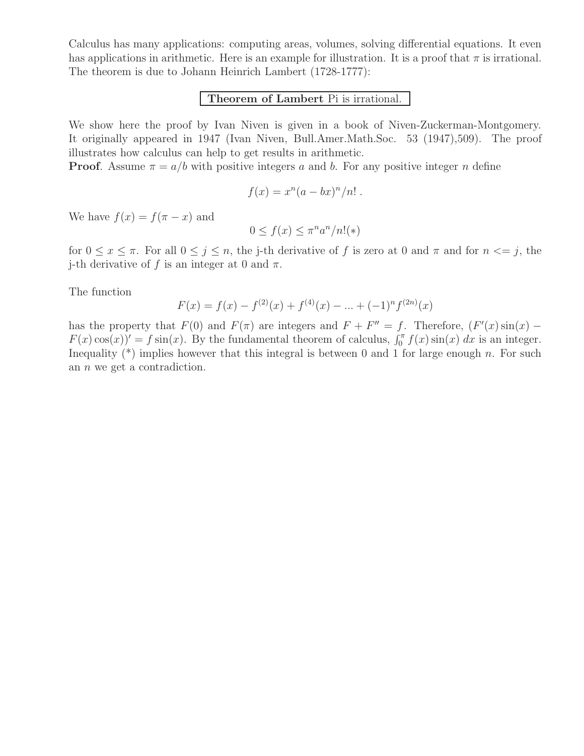Calculus has many applications: computing areas, volumes, solving differential equations. It even has applications in arithmetic. Here is an example for illustration. It is a proof that $\pi$ is irrational. The theorem is due to Johann Heinrich Lambert (1728-1777):

**Theorem of Lambert** Pi is irrational.

We show here the proof by Ivan Niven is given in a book of Niven-Zuckerman-Montgomery. It originally appeared in 1947 (Ivan Niven, Bull.Amer.Math.Soc. 53 (1947),509). The proof illustrates how calculus can help to get results in arithmetic.

**Proof**. Assume $\pi = a/b$ with positive integers $a$ and $b$. For any positive integer $n$ define

$$f(x) = x^n(a - bx)^n/n! \; .$$

We have $f(x) = f(\pi - x)$ and

$$0 \leq f(x) \leq \pi^n a^n/n! (*)$$

for $0 \leq x \leq \pi$. For all $0 \leq j \leq n$, the j-th derivative of $f$ is zero at 0 and $\pi$ and for $n <= j$, the j-th derivative of $f$ is an integer at 0 and $\pi$.

The function

$$F(x) = f(x) - f^{(2)}(x) + f^{(4)}(x) - ... + (-1)^n f^{(2n)}(x)$$

has the property that $F(0)$ and $F(\pi)$ are integers and $F + F'' = f$. Therefore, $(F'(x)\sin(x) - F(x)\cos(x))' = f\sin(x)$. By the fundamental theorem of calculus, $\int_0^\pi f(x)\sin(x)\,dx$ is an integer. Inequality (*) implies however that this integral is between 0 and 1 for large enough $n$. For such an $n$ we get a contradiction.